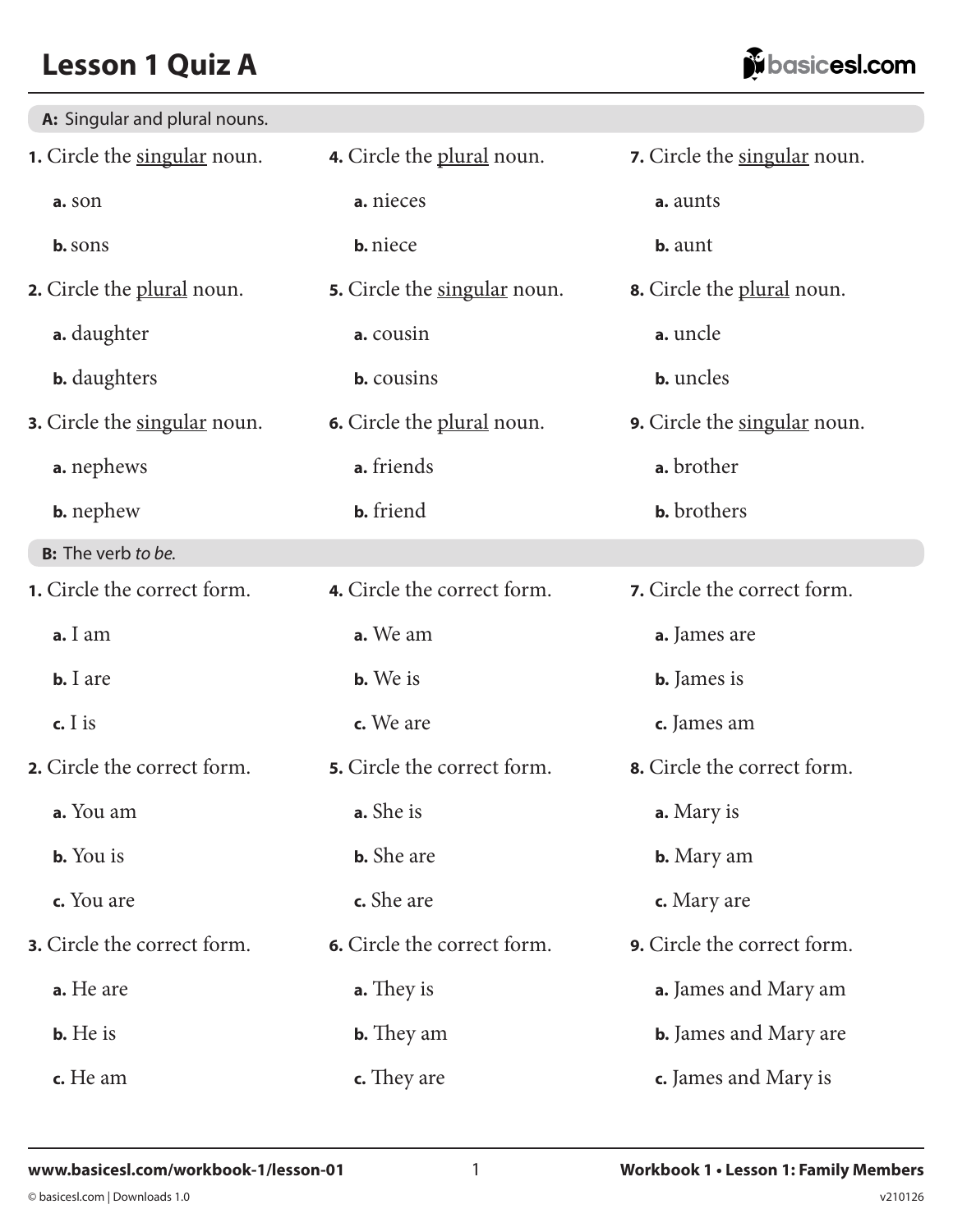# Lesson 1 Quiz A

**A:** Singular and plural nouns.

**1.** Circle the <u>singular</u> noun.

**a.** son

**b.** sons

**2.** Circle the <u>plural</u> noun.

**a.** daughter

**b.** daughters

**3.** Circle the <u>singular</u> noun.

**a.** nephews

**b.** nephew

**4.** Circle the <u>plural</u> noun.

**a.** nieces

**b.** niece

**5.** Circle the <u>singular</u> noun.

**a.** cousin

**b.** cousins

**6.** Circle the <u>plural</u> noun.

**a.** friends

**b.** friend

**7.** Circle the <u>singular</u> noun.

**a.** aunts

**b.** aunt

**8.** Circle the <u>plural</u> noun.

**a.** uncle

**b.** uncles

**9.** Circle the <u>singular</u> noun.

**a.** brother

**b.** brothers

**B:** The verb *to be.*

**1.** Circle the correct form.

**a.** I am

**b.** I are

**c.** I is

**2.** Circle the correct form.

**a.** You am

**b.** You is

**c.** You are

**3.** Circle the correct form.

**a.** He are

**b.** He is

**c.** He am

**4.** Circle the correct form.

**a.** We am

**b.** We is

**c.** We are

**5.** Circle the correct form.

**a.** She is

**b.** She are

**c.** She are

**6.** Circle the correct form.

**a.** They is

**b.** They am

**c.** They are

**7.** Circle the correct form.

**a.** James are

**b.** James is

**c.** James am

**8.** Circle the correct form.

**a.** Mary is

**b.** Mary am

**c.** Mary are

**9.** Circle the correct form.

**a.** James and Mary am

**b.** James and Mary are

**c.** James and Mary is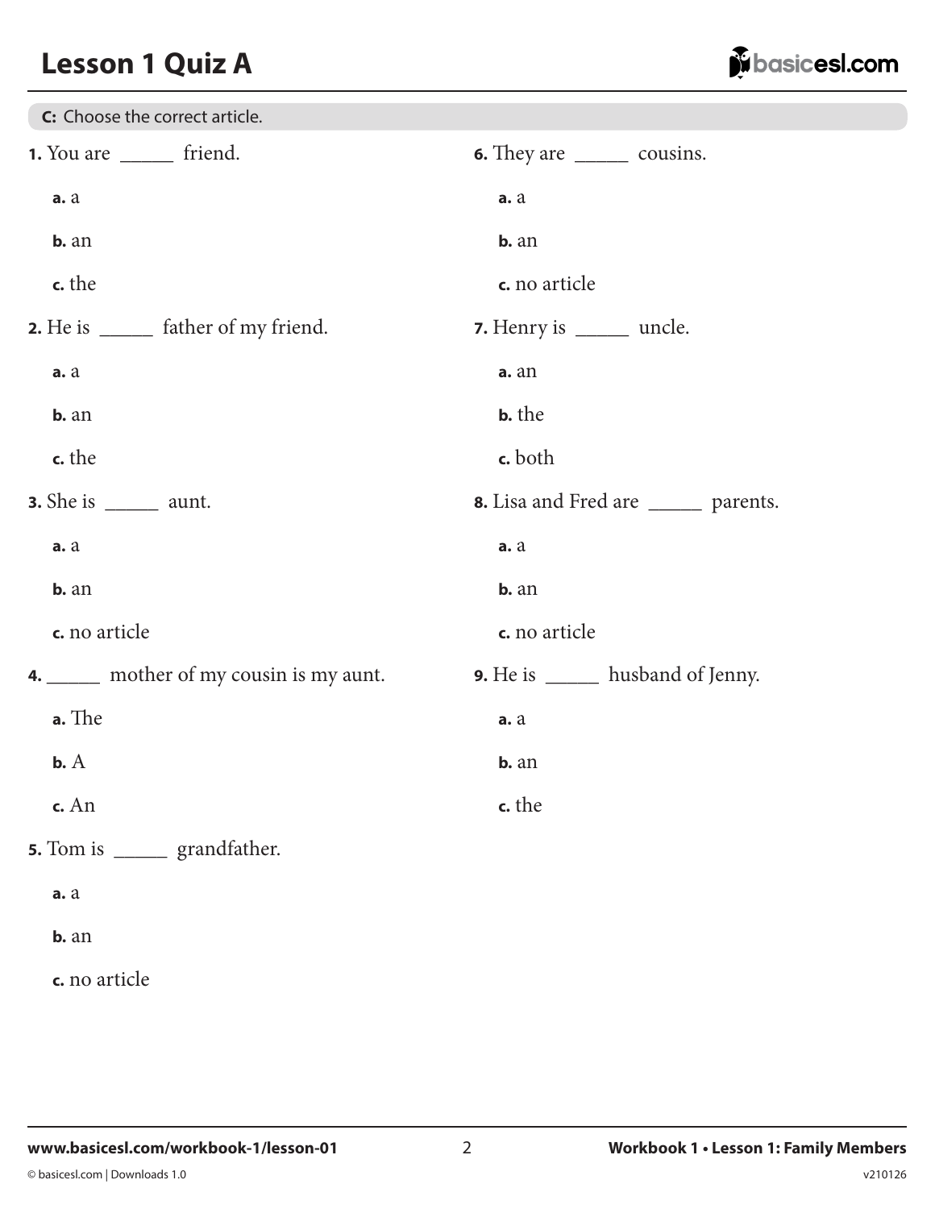# Lesson 1 Quiz A

**C:** Choose the correct article.

**1.** You are _____ friend.

- **a.** a
- **b.** an
- **c.** the

**2.** He is _____ father of my friend.

- **a.** a
- **b.** an
- **c.** the

**3.** She is _____ aunt.

- **a.** a
- **b.** an
- **c.** no article

**4.** _____ mother of my cousin is my aunt.

- **a.** The
- **b.** A
- **c.** An

**5.** Tom is _____ grandfather.

- **a.** a
- **b.** an
- **c.** no article

**6.** They are _____ cousins.

- **a.** a
- **b.** an
- **c.** no article

**7.** Henry is _____ uncle.

- **a.** an
- **b.** the
- **c.** both

**8.** Lisa and Fred are _____ parents.

- **a.** a
- **b.** an
- **c.** no article

**9.** He is _____ husband of Jenny.

- **a.** a
- **b.** an
- **c.** the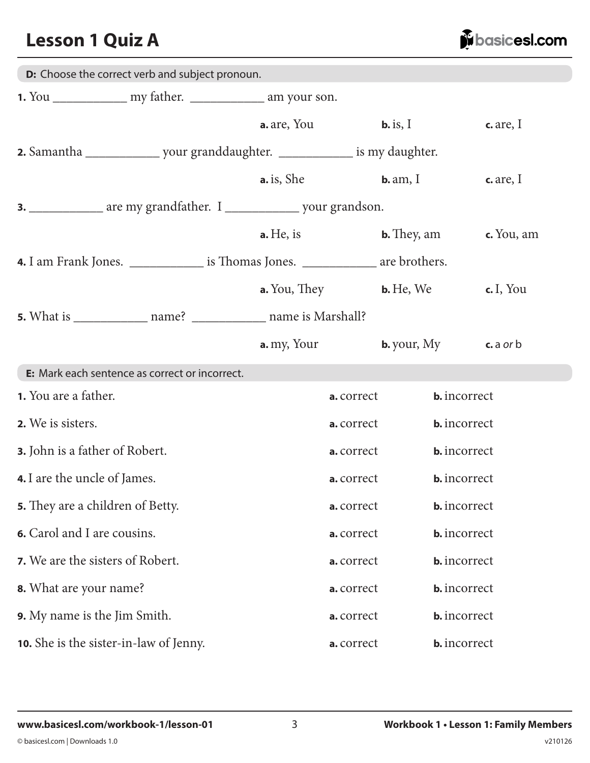# Lesson 1 Quiz A

**D:** Choose the correct verb and subject pronoun.

**1.** You ___________ my father. ___________ am your son.

**a.** are, You **b.** is, I **c.** are, I

**2.** Samantha ___________ your granddaughter. ___________ is my daughter.

**a.** is, She **b.** am, I **c.** are, I

**3.** ___________ are my grandfather. I ___________ your grandson.

**a.** He, is **b.** They, am **c.** You, am

**4.** I am Frank Jones. ___________ is Thomas Jones. ___________ are brothers.

**a.** You, They **b.** He, We **c.** I, You

**5.** What is ___________ name? ___________ name is Marshall?

**a.** my, Your **b.** your, My **c.** a *or* b

**E:** Mark each sentence as correct or incorrect.

**1.** You are a father. **a.** correct **b.** incorrect

**2.** We is sisters. **a.** correct **b.** incorrect

**3.** John is a father of Robert. **a.** correct **b.** incorrect

**4.** I are the uncle of James. **a.** correct **b.** incorrect

**5.** They are a children of Betty. **a.** correct **b.** incorrect

**6.** Carol and I are cousins. **a.** correct **b.** incorrect

**7.** We are the sisters of Robert. **a.** correct **b.** incorrect

**8.** What are your name? **a.** correct **b.** incorrect

**9.** My name is the Jim Smith. **a.** correct **b.** incorrect

**10.** She is the sister-in-law of Jenny. **a.** correct **b.** incorrect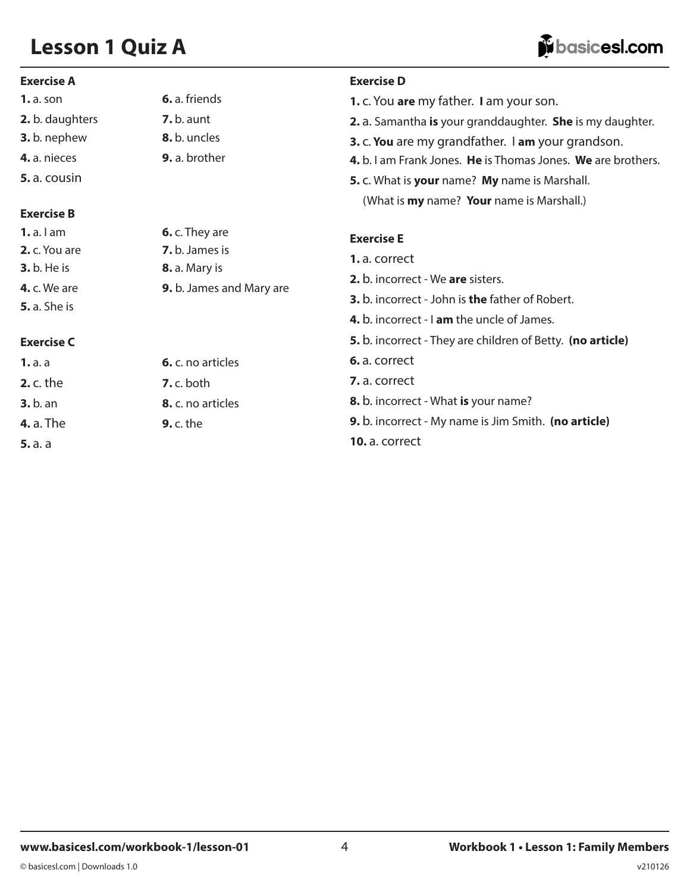# Lesson 1 Quiz A

**Exercise A**

**1.** a. son
**2.** b. daughters
**3.** b. nephew
**4.** a. nieces
**5.** a. cousin
**6.** a. friends
**7.** b. aunt
**8.** b. uncles
**9.** a. brother

**Exercise B**

**1.** a. I am
**2.** c. You are
**3.** b. He is
**4.** c. We are
**5.** a. She is
**6.** c. They are
**7.** b. James is
**8.** a. Mary is
**9.** b. James and Mary are

**Exercise C**

**1.** a. a
**2.** c. the
**3.** b. an
**4.** a. The
**5.** a. a
**6.** c. no articles
**7.** c. both
**8.** c. no articles
**9.** c. the

**Exercise D**

**1.** c. You **are** my father. **I** am your son.
**2.** a. Samantha **is** your granddaughter. **She** is my daughter.
**3.** c. **You** are my grandfather. I **am** your grandson.
**4.** b. I am Frank Jones. **He** is Thomas Jones. **We** are brothers.
**5.** c. What is **your** name? **My** name is Marshall.
(What is **my** name? **Your** name is Marshall.)

**Exercise E**

**1.** a. correct
**2.** b. incorrect - We **are** sisters.
**3.** b. incorrect - John is **the** father of Robert.
**4.** b. incorrect - I **am** the uncle of James.
**5.** b. incorrect - They are children of Betty. **(no article)**
**6.** a. correct
**7.** a. correct
**8.** b. incorrect - What **is** your name?
**9.** b. incorrect - My name is Jim Smith. **(no article)**
**10.** a. correct